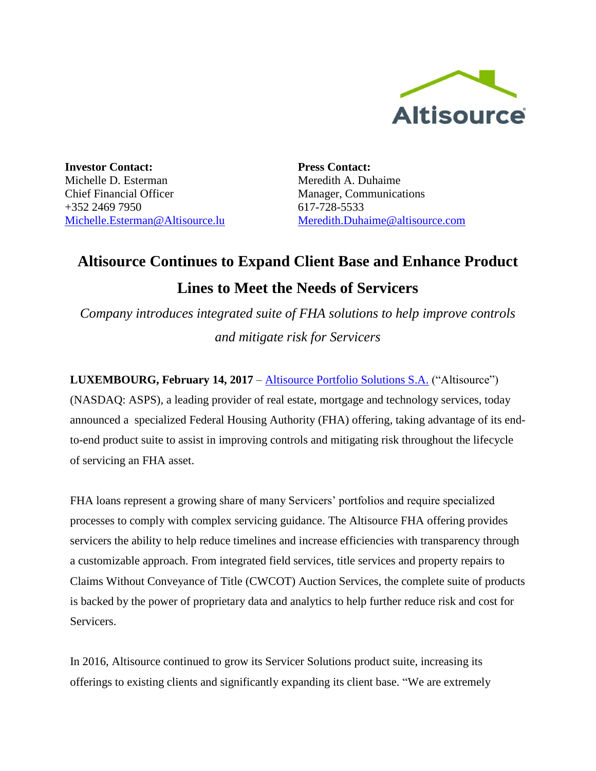**Investor Contact:**
Michelle D. Esterman
Chief Financial Officer
+352 2469 7950
Michelle.Esterman@Altisource.lu

**Press Contact:**
Meredith A. Duhaime
Manager, Communications
617-728-5533
Meredith.Duhaime@altisource.com

# Altisource Continues to Expand Client Base and Enhance Product Lines to Meet the Needs of Servicers

*Company introduces integrated suite of FHA solutions to help improve controls and mitigate risk for Servicers*

**LUXEMBOURG, February 14, 2017** – Altisource Portfolio Solutions S.A. ("Altisource") (NASDAQ: ASPS), a leading provider of real estate, mortgage and technology services, today announced a specialized Federal Housing Authority (FHA) offering, taking advantage of its end-to-end product suite to assist in improving controls and mitigating risk throughout the lifecycle of servicing an FHA asset.

FHA loans represent a growing share of many Servicers' portfolios and require specialized processes to comply with complex servicing guidance. The Altisource FHA offering provides servicers the ability to help reduce timelines and increase efficiencies with transparency through a customizable approach. From integrated field services, title services and property repairs to Claims Without Conveyance of Title (CWCOT) Auction Services, the complete suite of products is backed by the power of proprietary data and analytics to help further reduce risk and cost for Servicers.

In 2016, Altisource continued to grow its Servicer Solutions product suite, increasing its offerings to existing clients and significantly expanding its client base. "We are extremely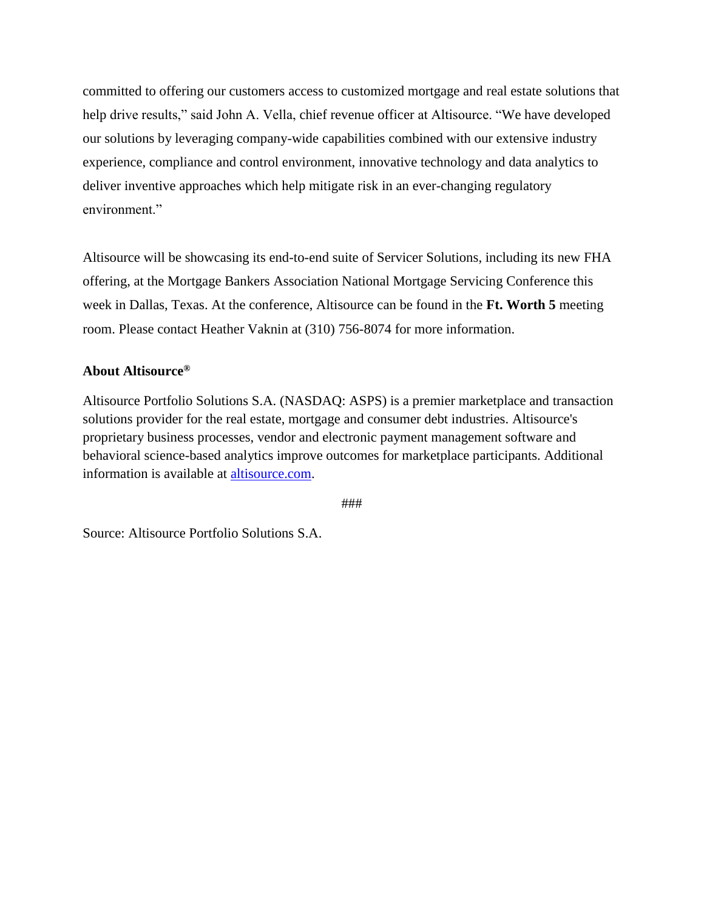committed to offering our customers access to customized mortgage and real estate solutions that help drive results," said John A. Vella, chief revenue officer at Altisource. "We have developed our solutions by leveraging company-wide capabilities combined with our extensive industry experience, compliance and control environment, innovative technology and data analytics to deliver inventive approaches which help mitigate risk in an ever-changing regulatory environment."

Altisource will be showcasing its end-to-end suite of Servicer Solutions, including its new FHA offering, at the Mortgage Bankers Association National Mortgage Servicing Conference this week in Dallas, Texas. At the conference, Altisource can be found in the **Ft. Worth 5** meeting room. Please contact Heather Vaknin at (310) 756-8074 for more information.

**About Altisource®**

Altisource Portfolio Solutions S.A. (NASDAQ: ASPS) is a premier marketplace and transaction solutions provider for the real estate, mortgage and consumer debt industries. Altisource's proprietary business processes, vendor and electronic payment management software and behavioral science-based analytics improve outcomes for marketplace participants. Additional information is available at altisource.com.

###

Source: Altisource Portfolio Solutions S.A.